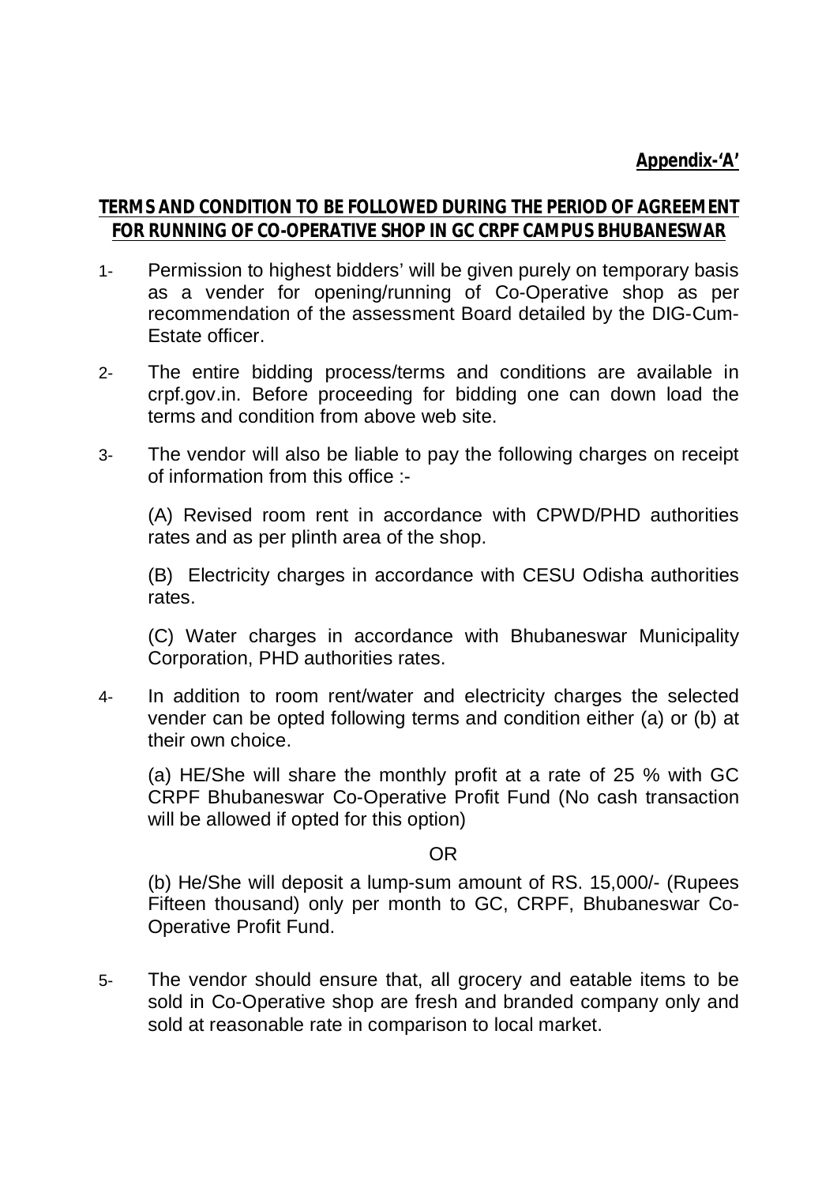**Appendix-'A'**

## TERMS AND CONDITION TO BE FOLLOWED DURING THE PERIOD OF AGREEMENT FOR RUNNING OF CO-OPERATIVE SHOP IN GC CRPF CAMPUS BHUBANESWAR

1- Permission to highest bidders' will be given purely on temporary basis as a vender for opening/running of Co-Operative shop as per recommendation of the assessment Board detailed by the DIG-Cum-Estate officer.

2- The entire bidding process/terms and conditions are available in crpf.gov.in. Before proceeding for bidding one can down load the terms and condition from above web site.

3- The vendor will also be liable to pay the following charges on receipt of information from this office :-

(A) Revised room rent in accordance with CPWD/PHD authorities rates and as per plinth area of the shop.

(B) Electricity charges in accordance with CESU Odisha authorities rates.

(C) Water charges in accordance with Bhubaneswar Municipality Corporation, PHD authorities rates.

4- In addition to room rent/water and electricity charges the selected vender can be opted following terms and condition either (a) or (b) at their own choice.

(a) HE/She will share the monthly profit at a rate of 25 % with GC CRPF Bhubaneswar Co-Operative Profit Fund (No cash transaction will be allowed if opted for this option)

OR

(b) He/She will deposit a lump-sum amount of RS. 15,000/- (Rupees Fifteen thousand) only per month to GC, CRPF, Bhubaneswar Co-Operative Profit Fund.

5- The vendor should ensure that, all grocery and eatable items to be sold in Co-Operative shop are fresh and branded company only and sold at reasonable rate in comparison to local market.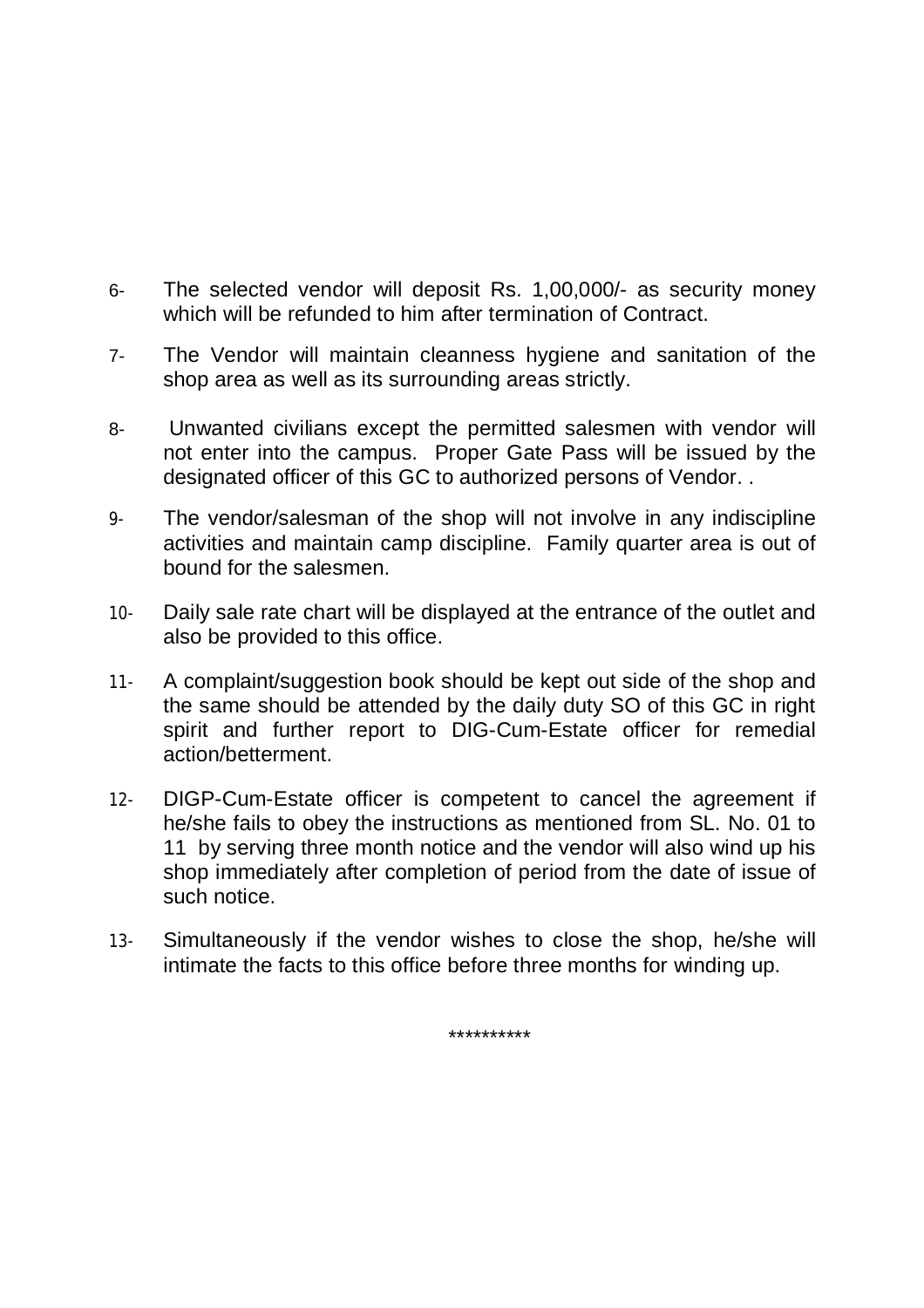6- The selected vendor will deposit Rs. 1,00,000/- as security money which will be refunded to him after termination of Contract.

7- The Vendor will maintain cleanness hygiene and sanitation of the shop area as well as its surrounding areas strictly.

8- Unwanted civilians except the permitted salesmen with vendor will not enter into the campus. Proper Gate Pass will be issued by the designated officer of this GC to authorized persons of Vendor. .

9- The vendor/salesman of the shop will not involve in any indiscipline activities and maintain camp discipline. Family quarter area is out of bound for the salesmen.

10- Daily sale rate chart will be displayed at the entrance of the outlet and also be provided to this office.

11- A complaint/suggestion book should be kept out side of the shop and the same should be attended by the daily duty SO of this GC in right spirit and further report to DIG-Cum-Estate officer for remedial action/betterment.

12- DIGP-Cum-Estate officer is competent to cancel the agreement if he/she fails to obey the instructions as mentioned from SL. No. 01 to 11 by serving three month notice and the vendor will also wind up his shop immediately after completion of period from the date of issue of such notice.

13- Simultaneously if the vendor wishes to close the shop, he/she will intimate the facts to this office before three months for winding up.

**********